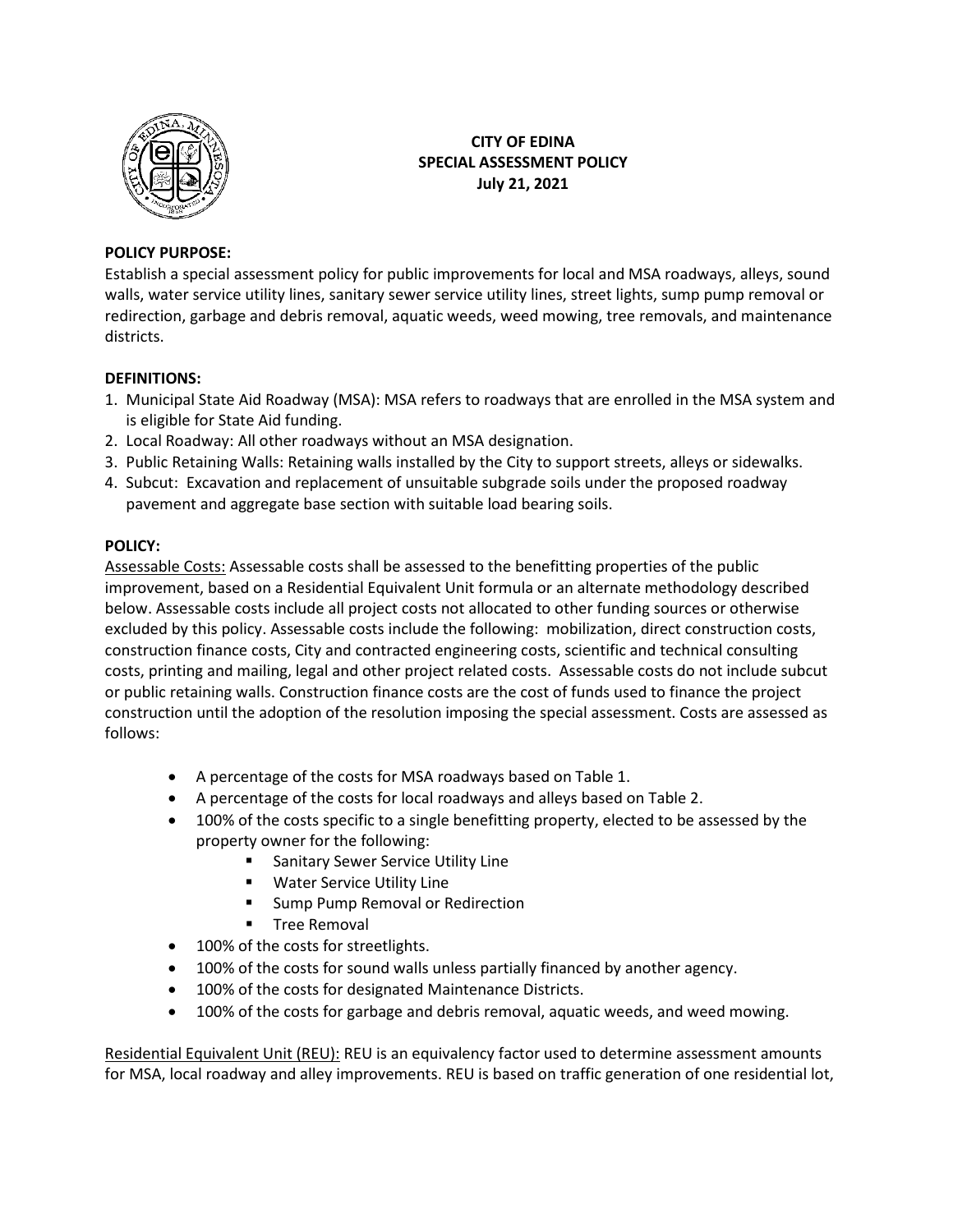# CITY OF EDINA
## SPECIAL ASSESSMENT POLICY
**July 21, 2021**

**POLICY PURPOSE:**

Establish a special assessment policy for public improvements for local and MSA roadways, alleys, sound walls, water service utility lines, sanitary sewer service utility lines, street lights, sump pump removal or redirection, garbage and debris removal, aquatic weeds, weed mowing, tree removals, and maintenance districts.

**DEFINITIONS:**

1. Municipal State Aid Roadway (MSA): MSA refers to roadways that are enrolled in the MSA system and is eligible for State Aid funding.
2. Local Roadway: All other roadways without an MSA designation.
3. Public Retaining Walls: Retaining walls installed by the City to support streets, alleys or sidewalks.
4. Subcut: Excavation and replacement of unsuitable subgrade soils under the proposed roadway pavement and aggregate base section with suitable load bearing soils.

**POLICY:**

Assessable Costs: Assessable costs shall be assessed to the benefitting properties of the public improvement, based on a Residential Equivalent Unit formula or an alternate methodology described below. Assessable costs include all project costs not allocated to other funding sources or otherwise excluded by this policy. Assessable costs include the following: mobilization, direct construction costs, construction finance costs, City and contracted engineering costs, scientific and technical consulting costs, printing and mailing, legal and other project related costs. Assessable costs do not include subcut or public retaining walls. Construction finance costs are the cost of funds used to finance the project construction until the adoption of the resolution imposing the special assessment. Costs are assessed as follows:

- A percentage of the costs for MSA roadways based on Table 1.
- A percentage of the costs for local roadways and alleys based on Table 2.
- 100% of the costs specific to a single benefitting property, elected to be assessed by the property owner for the following:
  - Sanitary Sewer Service Utility Line
  - Water Service Utility Line
  - Sump Pump Removal or Redirection
  - Tree Removal
- 100% of the costs for streetlights.
- 100% of the costs for sound walls unless partially financed by another agency.
- 100% of the costs for designated Maintenance Districts.
- 100% of the costs for garbage and debris removal, aquatic weeds, and weed mowing.

Residential Equivalent Unit (REU): REU is an equivalency factor used to determine assessment amounts for MSA, local roadway and alley improvements. REU is based on traffic generation of one residential lot,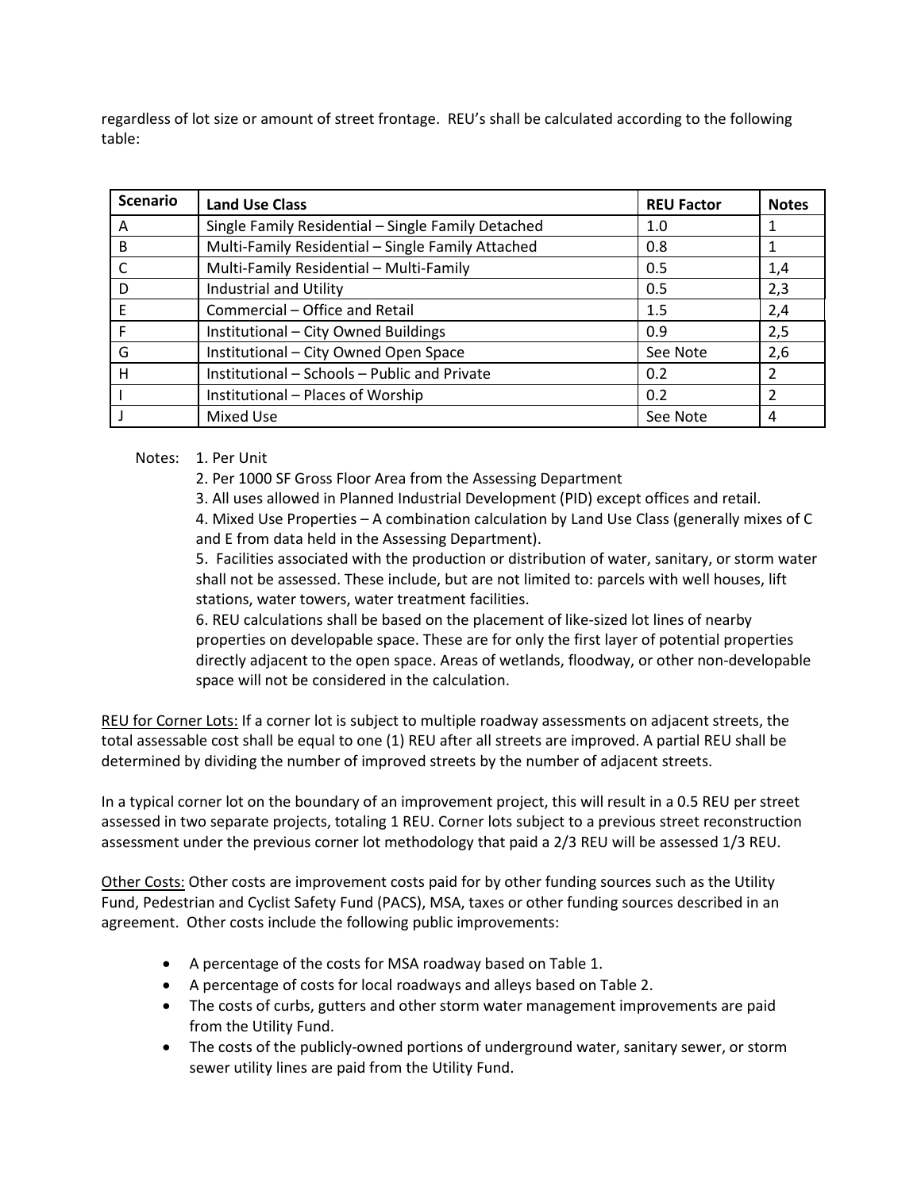regardless of lot size or amount of street frontage. REU's shall be calculated according to the following table:

| Scenario | Land Use Class | REU Factor | Notes |
|---|---|---|---|
| A | Single Family Residential – Single Family Detached | 1.0 | 1 |
| B | Multi-Family Residential – Single Family Attached | 0.8 | 1 |
| C | Multi-Family Residential – Multi-Family | 0.5 | 1,4 |
| D | Industrial and Utility | 0.5 | 2,3 |
| E | Commercial – Office and Retail | 1.5 | 2,4 |
| F | Institutional – City Owned Buildings | 0.9 | 2,5 |
| G | Institutional – City Owned Open Space | See Note | 2,6 |
| H | Institutional – Schools – Public and Private | 0.2 | 2 |
| I | Institutional – Places of Worship | 0.2 | 2 |
| J | Mixed Use | See Note | 4 |

Notes:

1. Per Unit
2. Per 1000 SF Gross Floor Area from the Assessing Department
3. All uses allowed in Planned Industrial Development (PID) except offices and retail.
4. Mixed Use Properties – A combination calculation by Land Use Class (generally mixes of C and E from data held in the Assessing Department).
5. Facilities associated with the production or distribution of water, sanitary, or storm water shall not be assessed. These include, but are not limited to: parcels with well houses, lift stations, water towers, water treatment facilities.
6. REU calculations shall be based on the placement of like-sized lot lines of nearby properties on developable space. These are for only the first layer of potential properties directly adjacent to the open space. Areas of wetlands, floodway, or other non-developable space will not be considered in the calculation.

<u>REU for Corner Lots:</u> If a corner lot is subject to multiple roadway assessments on adjacent streets, the total assessable cost shall be equal to one (1) REU after all streets are improved. A partial REU shall be determined by dividing the number of improved streets by the number of adjacent streets.

In a typical corner lot on the boundary of an improvement project, this will result in a 0.5 REU per street assessed in two separate projects, totaling 1 REU. Corner lots subject to a previous street reconstruction assessment under the previous corner lot methodology that paid a 2/3 REU will be assessed 1/3 REU.

<u>Other Costs:</u> Other costs are improvement costs paid for by other funding sources such as the Utility Fund, Pedestrian and Cyclist Safety Fund (PACS), MSA, taxes or other funding sources described in an agreement. Other costs include the following public improvements:

- A percentage of the costs for MSA roadway based on Table 1.
- A percentage of costs for local roadways and alleys based on Table 2.
- The costs of curbs, gutters and other storm water management improvements are paid from the Utility Fund.
- The costs of the publicly-owned portions of underground water, sanitary sewer, or storm sewer utility lines are paid from the Utility Fund.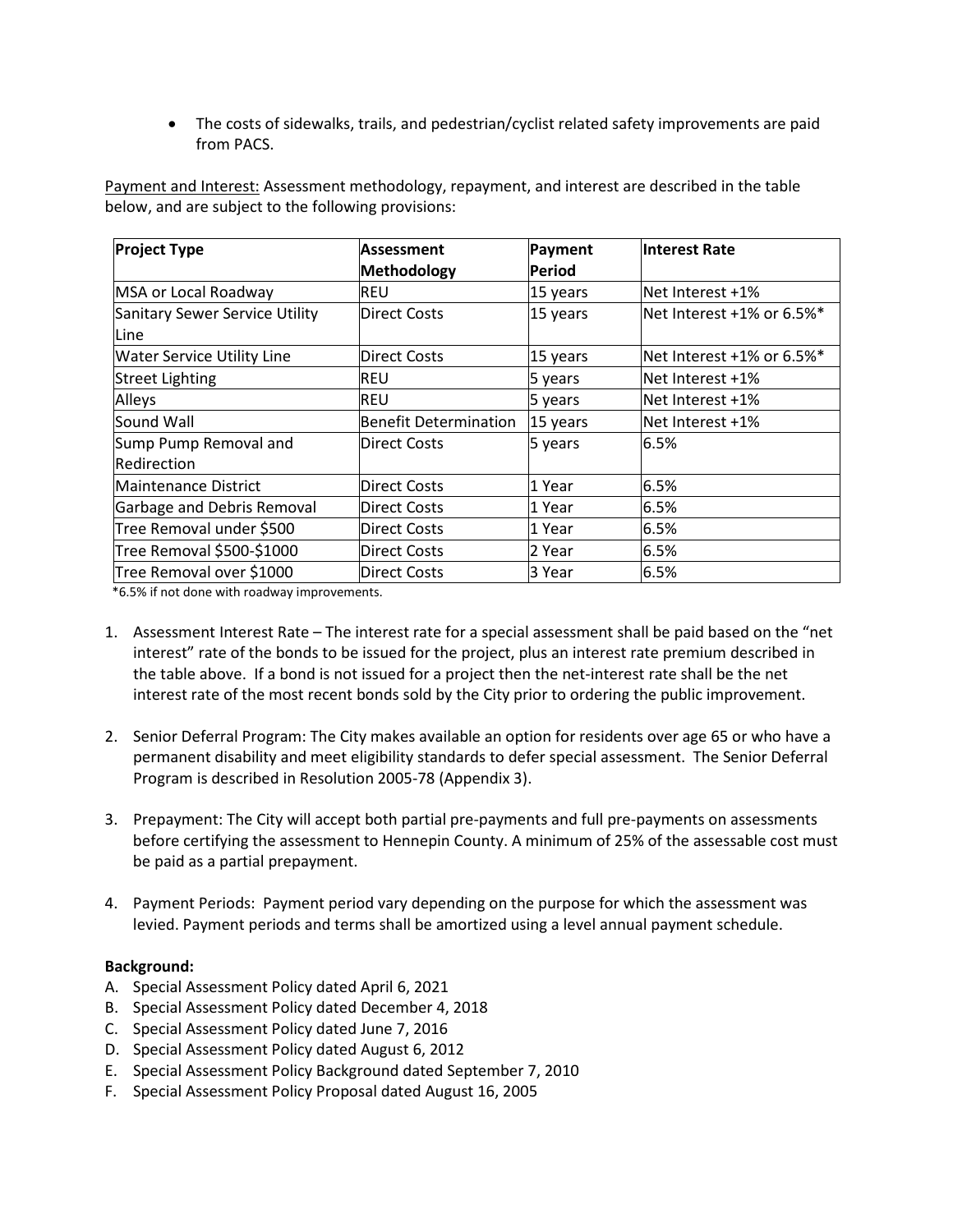- The costs of sidewalks, trails, and pedestrian/cyclist related safety improvements are paid from PACS.

Payment and Interest: Assessment methodology, repayment, and interest are described in the table below, and are subject to the following provisions:

| Project Type | Assessment Methodology | Payment Period | Interest Rate |
|---|---|---|---|
| MSA or Local Roadway | REU | 15 years | Net Interest +1% |
| Sanitary Sewer Service Utility Line | Direct Costs | 15 years | Net Interest +1% or 6.5%* |
| Water Service Utility Line | Direct Costs | 15 years | Net Interest +1% or 6.5%* |
| Street Lighting | REU | 5 years | Net Interest +1% |
| Alleys | REU | 5 years | Net Interest +1% |
| Sound Wall | Benefit Determination | 15 years | Net Interest +1% |
| Sump Pump Removal and Redirection | Direct Costs | 5 years | 6.5% |
| Maintenance District | Direct Costs | 1 Year | 6.5% |
| Garbage and Debris Removal | Direct Costs | 1 Year | 6.5% |
| Tree Removal under $500 | Direct Costs | 1 Year | 6.5% |
| Tree Removal $500-$1000 | Direct Costs | 2 Year | 6.5% |
| Tree Removal over $1000 | Direct Costs | 3 Year | 6.5% |

*6.5% if not done with roadway improvements.

1. Assessment Interest Rate – The interest rate for a special assessment shall be paid based on the "net interest" rate of the bonds to be issued for the project, plus an interest rate premium described in the table above. If a bond is not issued for a project then the net-interest rate shall be the net interest rate of the most recent bonds sold by the City prior to ordering the public improvement.

2. Senior Deferral Program: The City makes available an option for residents over age 65 or who have a permanent disability and meet eligibility standards to defer special assessment. The Senior Deferral Program is described in Resolution 2005-78 (Appendix 3).

3. Prepayment: The City will accept both partial pre-payments and full pre-payments on assessments before certifying the assessment to Hennepin County. A minimum of 25% of the assessable cost must be paid as a partial prepayment.

4. Payment Periods: Payment period vary depending on the purpose for which the assessment was levied. Payment periods and terms shall be amortized using a level annual payment schedule.

**Background:**

A. Special Assessment Policy dated April 6, 2021
B. Special Assessment Policy dated December 4, 2018
C. Special Assessment Policy dated June 7, 2016
D. Special Assessment Policy dated August 6, 2012
E. Special Assessment Policy Background dated September 7, 2010
F. Special Assessment Policy Proposal dated August 16, 2005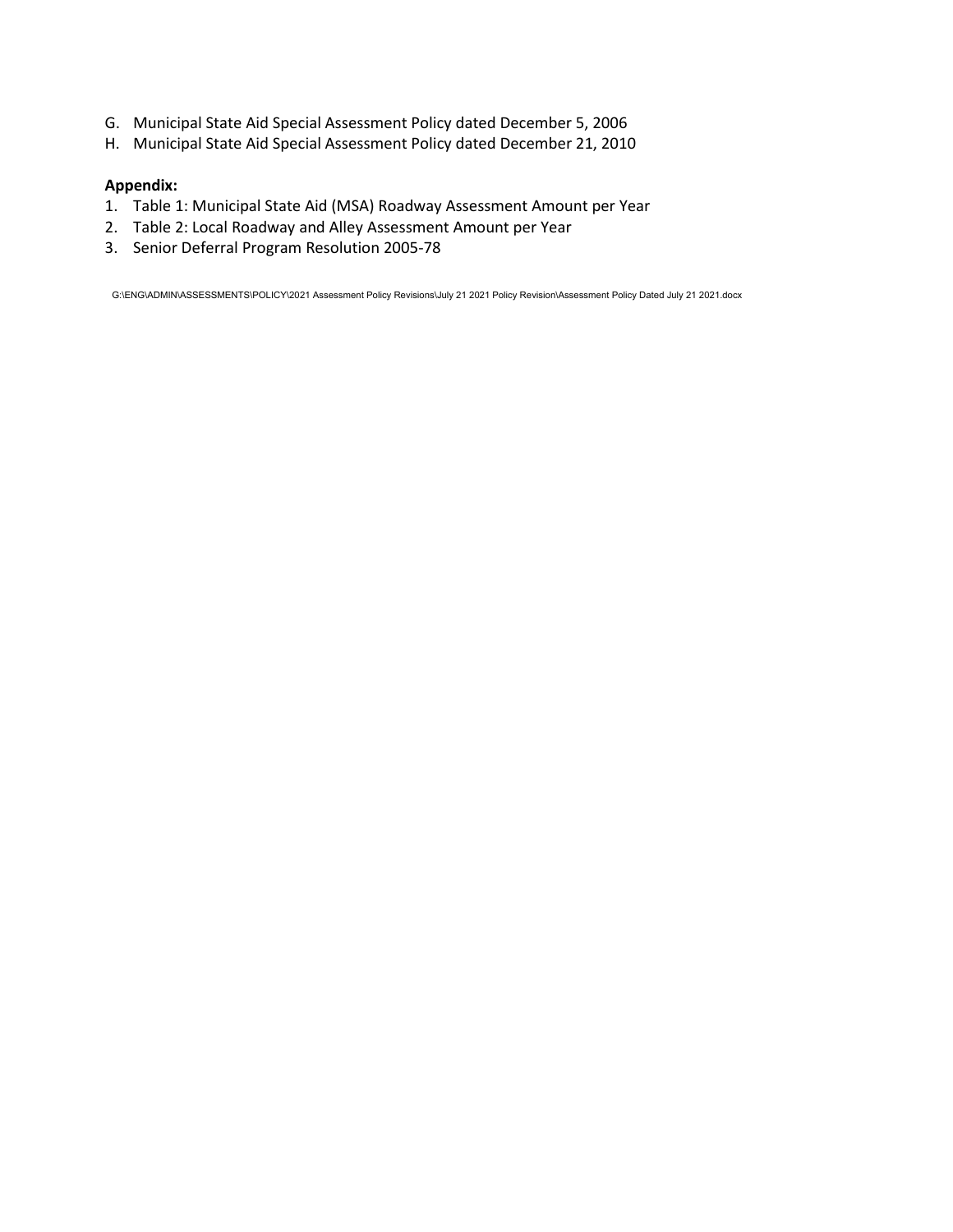G. Municipal State Aid Special Assessment Policy dated December 5, 2006
H. Municipal State Aid Special Assessment Policy dated December 21, 2010

**Appendix:**

1. Table 1: Municipal State Aid (MSA) Roadway Assessment Amount per Year
2. Table 2: Local Roadway and Alley Assessment Amount per Year
3. Senior Deferral Program Resolution 2005-78

G:\ENG\ADMIN\ASSESSMENTS\POLICY\2021 Assessment Policy Revisions\July 21 2021 Policy Revision\Assessment Policy Dated July 21 2021.docx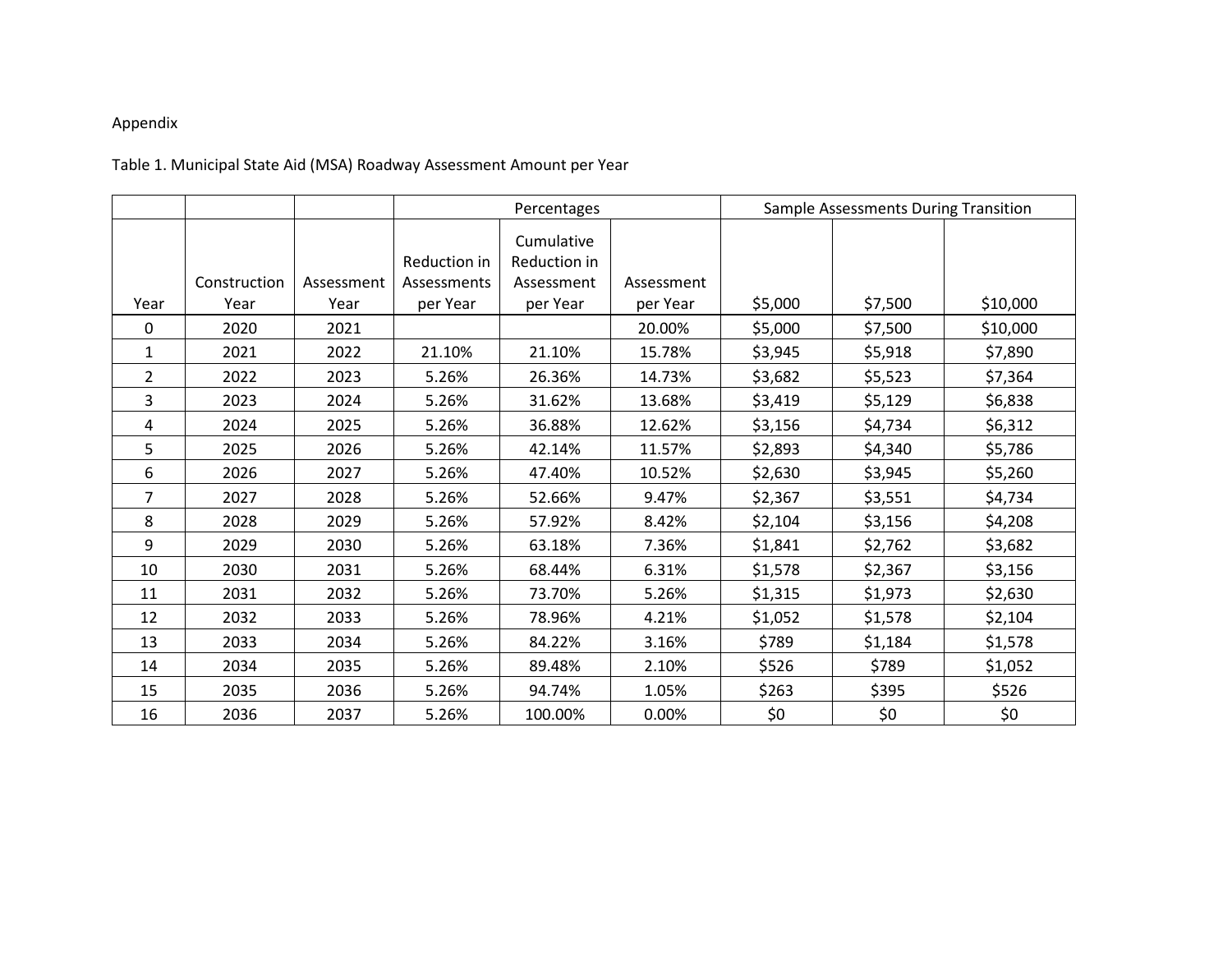Appendix

Table 1. Municipal State Aid (MSA) Roadway Assessment Amount per Year

| | | | Percentages | | | Sample Assessments During Transition | | |
|---|---|---|---|---|---|---|---|---|
| Year | Construction Year | Assessment Year | Reduction in Assessments per Year | Cumulative Reduction in Assessment per Year | Assessment per Year | $5,000 | $7,500 | $10,000 |
| 0 | 2020 | 2021 | | | 20.00% | $5,000 | $7,500 | $10,000 |
| 1 | 2021 | 2022 | 21.10% | 21.10% | 15.78% | $3,945 | $5,918 | $7,890 |
| 2 | 2022 | 2023 | 5.26% | 26.36% | 14.73% | $3,682 | $5,523 | $7,364 |
| 3 | 2023 | 2024 | 5.26% | 31.62% | 13.68% | $3,419 | $5,129 | $6,838 |
| 4 | 2024 | 2025 | 5.26% | 36.88% | 12.62% | $3,156 | $4,734 | $6,312 |
| 5 | 2025 | 2026 | 5.26% | 42.14% | 11.57% | $2,893 | $4,340 | $5,786 |
| 6 | 2026 | 2027 | 5.26% | 47.40% | 10.52% | $2,630 | $3,945 | $5,260 |
| 7 | 2027 | 2028 | 5.26% | 52.66% | 9.47% | $2,367 | $3,551 | $4,734 |
| 8 | 2028 | 2029 | 5.26% | 57.92% | 8.42% | $2,104 | $3,156 | $4,208 |
| 9 | 2029 | 2030 | 5.26% | 63.18% | 7.36% | $1,841 | $2,762 | $3,682 |
| 10 | 2030 | 2031 | 5.26% | 68.44% | 6.31% | $1,578 | $2,367 | $3,156 |
| 11 | 2031 | 2032 | 5.26% | 73.70% | 5.26% | $1,315 | $1,973 | $2,630 |
| 12 | 2032 | 2033 | 5.26% | 78.96% | 4.21% | $1,052 | $1,578 | $2,104 |
| 13 | 2033 | 2034 | 5.26% | 84.22% | 3.16% | $789 | $1,184 | $1,578 |
| 14 | 2034 | 2035 | 5.26% | 89.48% | 2.10% | $526 | $789 | $1,052 |
| 15 | 2035 | 2036 | 5.26% | 94.74% | 1.05% | $263 | $395 | $526 |
| 16 | 2036 | 2037 | 5.26% | 100.00% | 0.00% | $0 | $0 | $0 |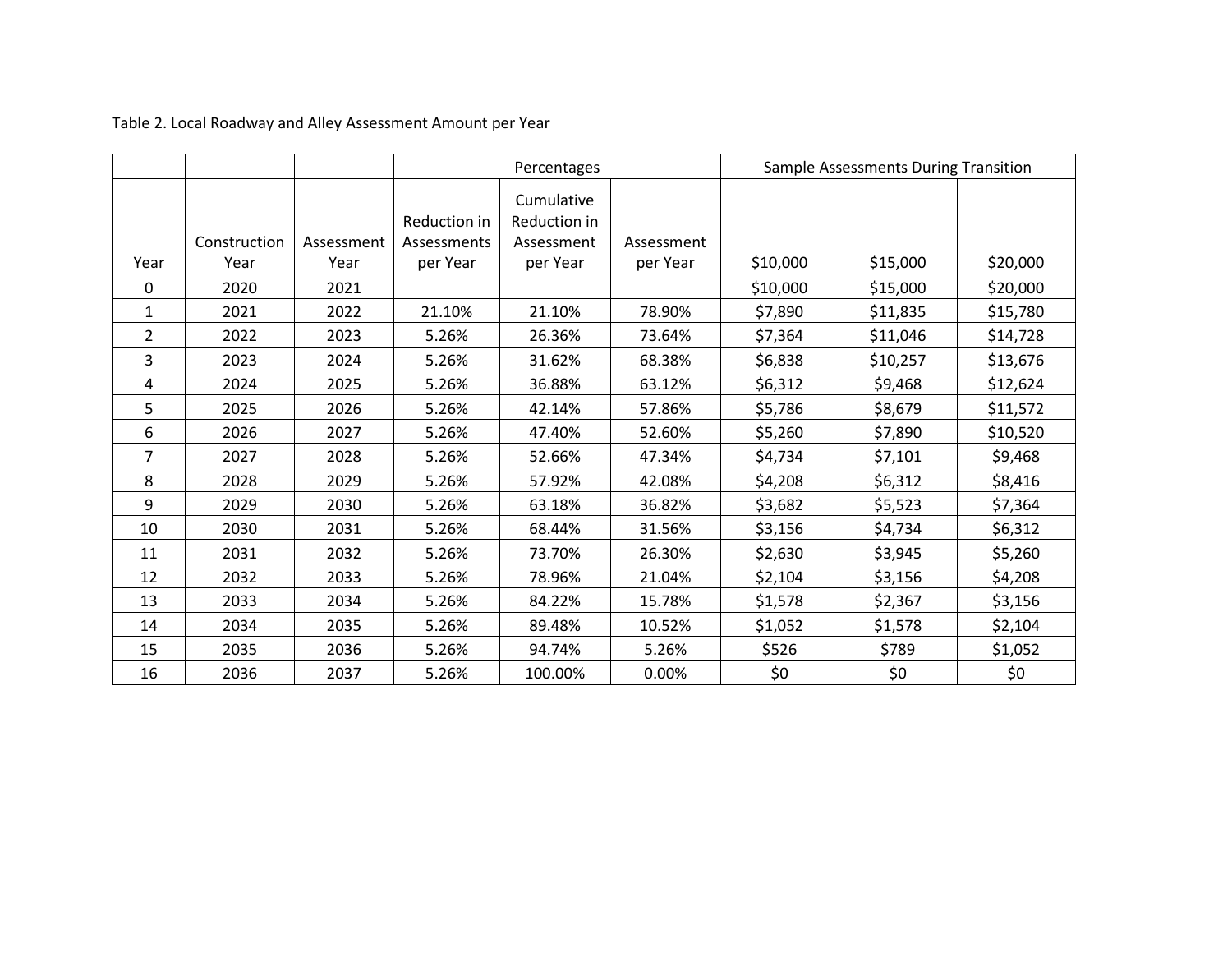Table 2. Local Roadway and Alley Assessment Amount per Year

| | | | Percentages | | | Sample Assessments During Transition | | |
|---|---|---|---|---|---|---|---|---|
| Year | Construction Year | Assessment Year | Reduction in Assessments per Year | Cumulative Reduction in Assessment per Year | Assessment per Year | $10,000 | $15,000 | $20,000 |
| 0 | 2020 | 2021 | | | | $10,000 | $15,000 | $20,000 |
| 1 | 2021 | 2022 | 21.10% | 21.10% | 78.90% | $7,890 | $11,835 | $15,780 |
| 2 | 2022 | 2023 | 5.26% | 26.36% | 73.64% | $7,364 | $11,046 | $14,728 |
| 3 | 2023 | 2024 | 5.26% | 31.62% | 68.38% | $6,838 | $10,257 | $13,676 |
| 4 | 2024 | 2025 | 5.26% | 36.88% | 63.12% | $6,312 | $9,468 | $12,624 |
| 5 | 2025 | 2026 | 5.26% | 42.14% | 57.86% | $5,786 | $8,679 | $11,572 |
| 6 | 2026 | 2027 | 5.26% | 47.40% | 52.60% | $5,260 | $7,890 | $10,520 |
| 7 | 2027 | 2028 | 5.26% | 52.66% | 47.34% | $4,734 | $7,101 | $9,468 |
| 8 | 2028 | 2029 | 5.26% | 57.92% | 42.08% | $4,208 | $6,312 | $8,416 |
| 9 | 2029 | 2030 | 5.26% | 63.18% | 36.82% | $3,682 | $5,523 | $7,364 |
| 10 | 2030 | 2031 | 5.26% | 68.44% | 31.56% | $3,156 | $4,734 | $6,312 |
| 11 | 2031 | 2032 | 5.26% | 73.70% | 26.30% | $2,630 | $3,945 | $5,260 |
| 12 | 2032 | 2033 | 5.26% | 78.96% | 21.04% | $2,104 | $3,156 | $4,208 |
| 13 | 2033 | 2034 | 5.26% | 84.22% | 15.78% | $1,578 | $2,367 | $3,156 |
| 14 | 2034 | 2035 | 5.26% | 89.48% | 10.52% | $1,052 | $1,578 | $2,104 |
| 15 | 2035 | 2036 | 5.26% | 94.74% | 5.26% | $526 | $789 | $1,052 |
| 16 | 2036 | 2037 | 5.26% | 100.00% | 0.00% | $0 | $0 | $0 |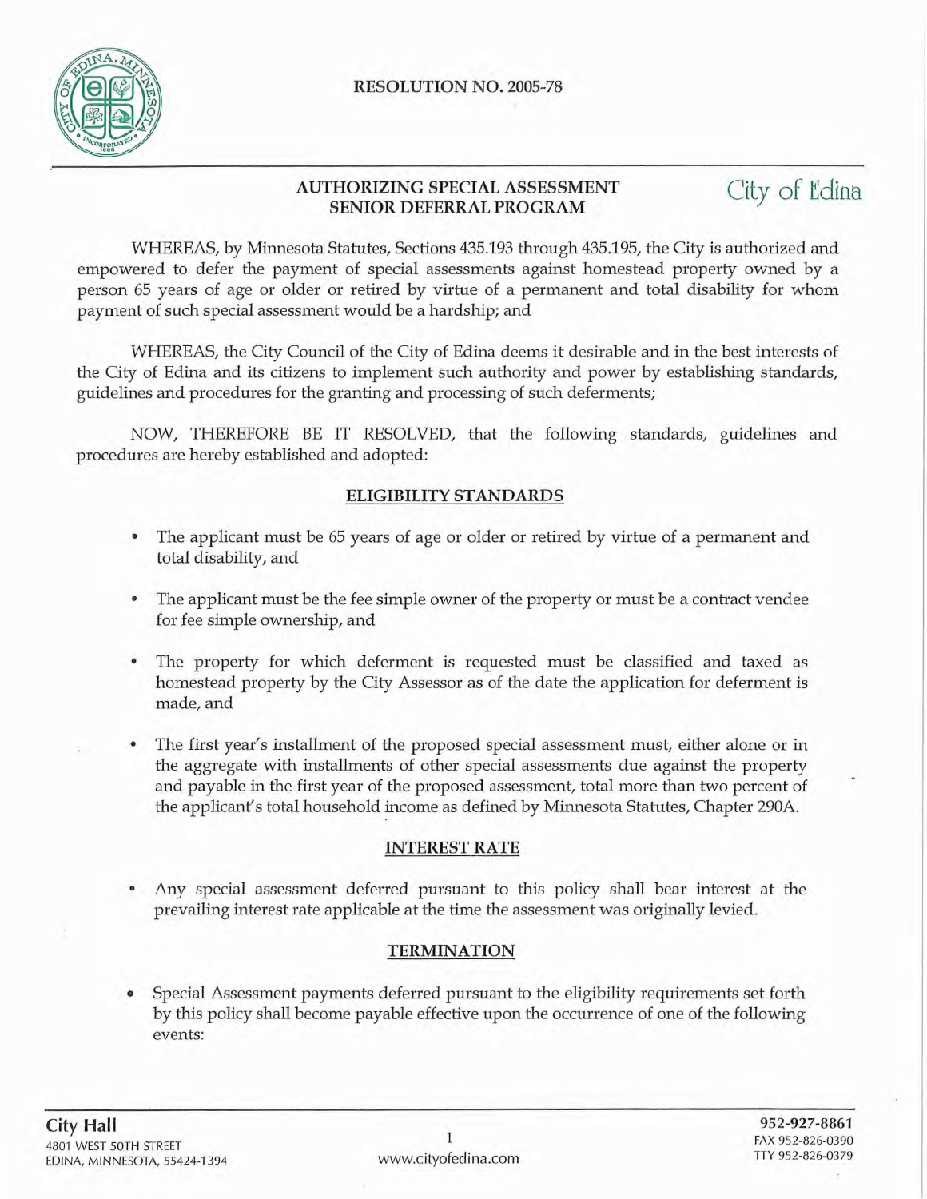RESOLUTION NO. 2005-78

## AUTHORIZING SPECIAL ASSESSMENT SENIOR DEFERRAL PROGRAM

WHEREAS, by Minnesota Statutes, Sections 435.193 through 435.195, the City is authorized and empowered to defer the payment of special assessments against homestead property owned by a person 65 years of age or older or retired by virtue of a permanent and total disability for whom payment of such special assessment would be a hardship; and

WHEREAS, the City Council of the City of Edina deems it desirable and in the best interests of the City of Edina and its citizens to implement such authority and power by establishing standards, guidelines and procedures for the granting and processing of such deferments;

NOW, THEREFORE BE IT RESOLVED, that the following standards, guidelines and procedures are hereby established and adopted:

### ELIGIBILITY STANDARDS

- The applicant must be 65 years of age or older or retired by virtue of a permanent and total disability, and
- The applicant must be the fee simple owner of the property or must be a contract vendee for fee simple ownership, and
- The property for which deferment is requested must be classified and taxed as homestead property by the City Assessor as of the date the application for deferment is made, and
- The first year's installment of the proposed special assessment must, either alone or in the aggregate with installments of other special assessments due against the property and payable in the first year of the proposed assessment, total more than two percent of the applicant's total household income as defined by Minnesota Statutes, Chapter 290A.

### INTEREST RATE

- Any special assessment deferred pursuant to this policy shall bear interest at the prevailing interest rate applicable at the time the assessment was originally levied.

### TERMINATION

- Special Assessment payments deferred pursuant to the eligibility requirements set forth by this policy shall become payable effective upon the occurrence of one of the following events: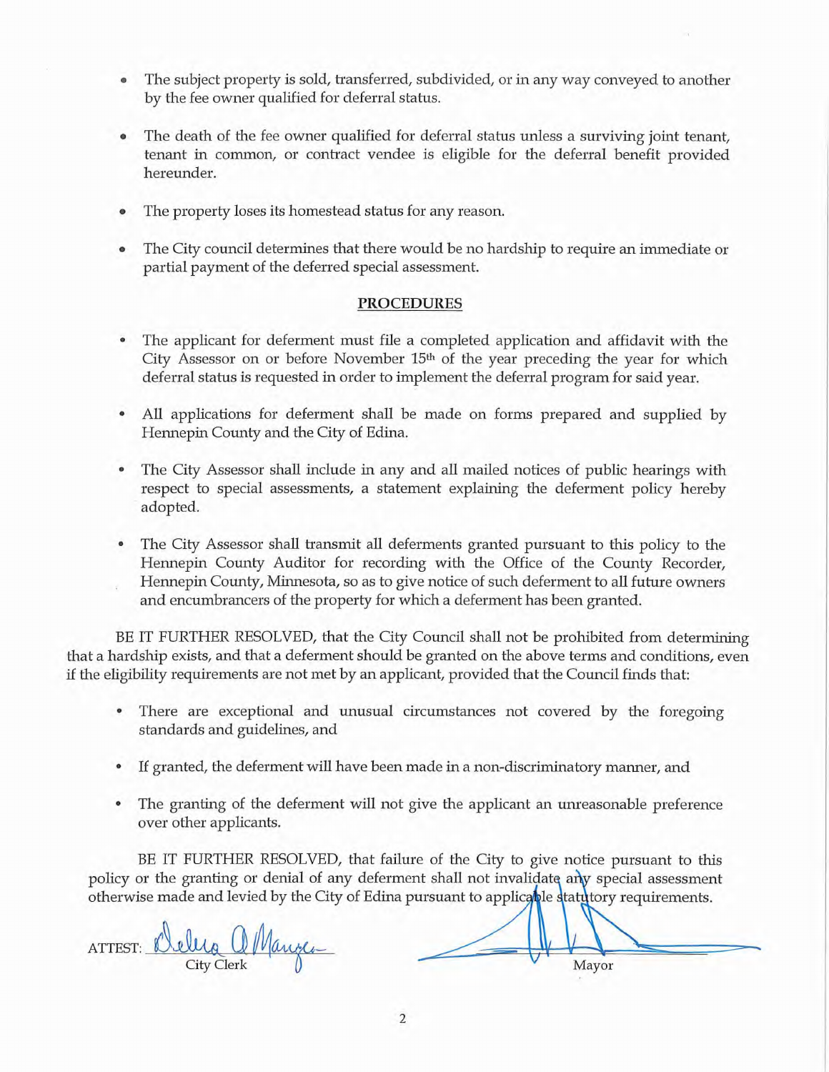- The subject property is sold, transferred, subdivided, or in any way conveyed to another by the fee owner qualified for deferral status.
- The death of the fee owner qualified for deferral status unless a surviving joint tenant, tenant in common, or contract vendee is eligible for the deferral benefit provided hereunder.
- The property loses its homestead status for any reason.
- The City council determines that there would be no hardship to require an immediate or partial payment of the deferred special assessment.

## PROCEDURES

- The applicant for deferment must file a completed application and affidavit with the City Assessor on or before November 15th of the year preceding the year for which deferral status is requested in order to implement the deferral program for said year.
- All applications for deferment shall be made on forms prepared and supplied by Hennepin County and the City of Edina.
- The City Assessor shall include in any and all mailed notices of public hearings with respect to special assessments, a statement explaining the deferment policy hereby adopted.
- The City Assessor shall transmit all deferments granted pursuant to this policy to the Hennepin County Auditor for recording with the Office of the County Recorder, Hennepin County, Minnesota, so as to give notice of such deferment to all future owners and encumbrancers of the property for which a deferment has been granted.

BE IT FURTHER RESOLVED, that the City Council shall not be prohibited from determining that a hardship exists, and that a deferment should be granted on the above terms and conditions, even if the eligibility requirements are not met by an applicant, provided that the Council finds that:

- There are exceptional and unusual circumstances not covered by the foregoing standards and guidelines, and
- If granted, the deferment will have been made in a non-discriminatory manner, and
- The granting of the deferment will not give the applicant an unreasonable preference over other applicants.

BE IT FURTHER RESOLVED, that failure of the City to give notice pursuant to this policy or the granting or denial of any deferment shall not invalidate any special assessment otherwise made and levied by the City of Edina pursuant to applicable statutory requirements.

ATTEST: ______________________
City Clerk

______________________
Mayor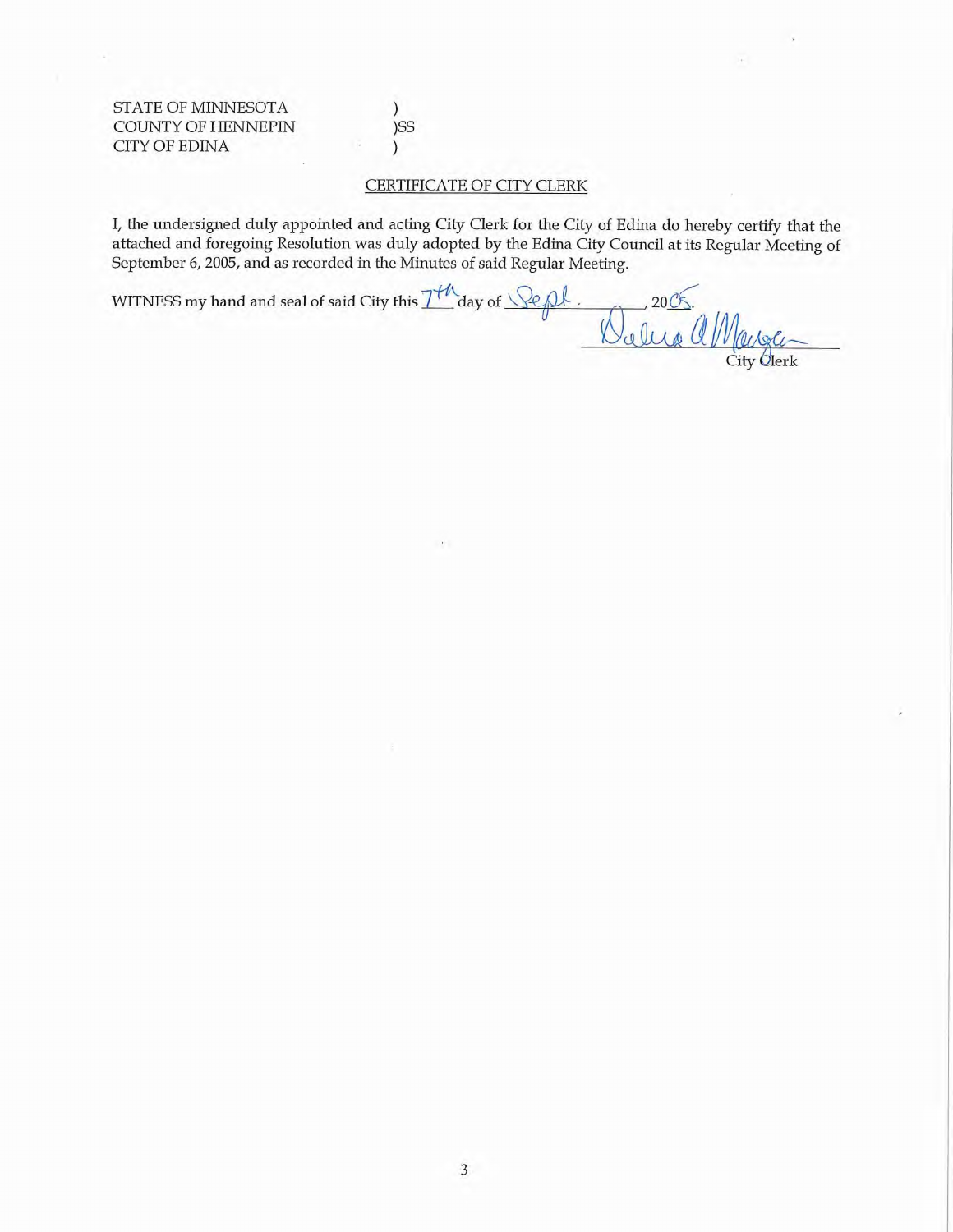STATE OF MINNESOTA )
COUNTY OF HENNEPIN )SS
CITY OF EDINA )

CERTIFICATE OF CITY CLERK

I, the undersigned duly appointed and acting City Clerk for the City of Edina do hereby certify that the attached and foregoing Resolution was duly adopted by the Edina City Council at its Regular Meeting of September 6, 2005, and as recorded in the Minutes of said Regular Meeting.

WITNESS my hand and seal of said City this 7th day of Sept., 2005.

Debra A Mangen
City Clerk